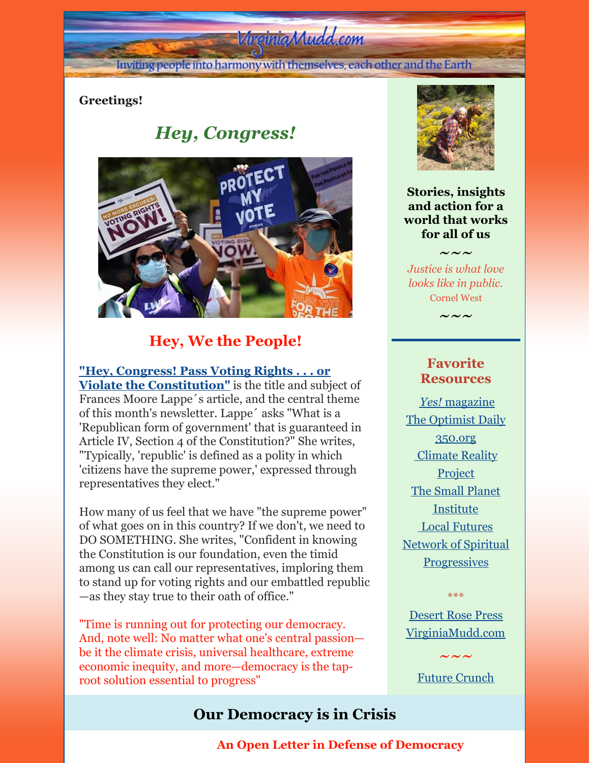VirginiaMudd.com

Inviting people into harmony with themselves, each other and the Earth

**Greetings!**

## *Hey, Congress!*

## Hey, We the People!

**"Hey, Congress! Pass Voting Rights . . . or Violate the Constitution"** is the title and subject of Frances Moore Lappe´s article, and the central theme of this month's newsletter. Lappe´ asks "What is a 'Republican form of government' that is guaranteed in Article IV, Section 4 of the Constitution?" She writes, "Typically, 'republic' is defined as a polity in which 'citizens have the supreme power,' expressed through representatives they elect."

How many of us feel that we have "the supreme power" of what goes on in this country? If we don't, we need to DO SOMETHING. She writes, "Confident in knowing the Constitution is our foundation, even the timid among us can call our representatives, imploring them to stand up for voting rights and our embattled republic—as they stay true to their oath of office."

"Time is running out for protecting our democracy. And, note well: No matter what one's central passion—be it the climate crisis, universal healthcare, extreme economic inequity, and more—democracy is the tap-root solution essential to progress"

**Stories, insights and action for a world that works for all of us**

~~~

*Justice is what love looks like in public.*
Cornel West

~~~

### Favorite Resources

*Yes!* magazine
The Optimist Daily
350.org
Climate Reality Project
The Small Planet Institute
Local Futures
Network of Spiritual Progressives

***

Desert Rose Press
VirginiaMudd.com

~~~

Future Crunch

## Our Democracy is in Crisis

### An Open Letter in Defense of Democracy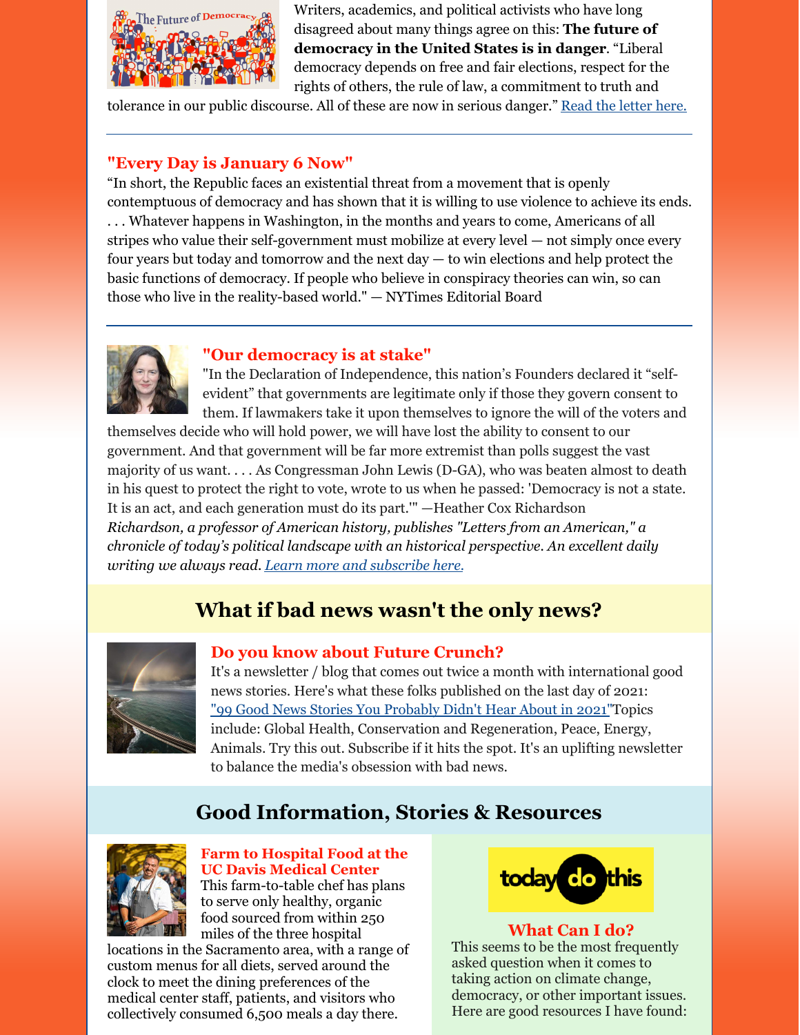Writers, academics, and political activists who have long disagreed about many things agree on this: **The future of democracy in the United States is in danger**. "Liberal democracy depends on free and fair elections, respect for the rights of others, the rule of law, a commitment to truth and tolerance in our public discourse. All of these are now in serious danger." [Read the letter here.]

---

### "Every Day is January 6 Now"

"In short, the Republic faces an existential threat from a movement that is openly contemptuous of democracy and has shown that it is willing to use violence to achieve its ends. . . . Whatever happens in Washington, in the months and years to come, Americans of all stripes who value their self-government must mobilize at every level — not simply once every four years but today and tomorrow and the next day — to win elections and help protect the basic functions of democracy. If people who believe in conspiracy theories can win, so can those who live in the reality-based world." — NYTimes Editorial Board

---

### "Our democracy is at stake"

"In the Declaration of Independence, this nation's Founders declared it "self-evident" that governments are legitimate only if those they govern consent to them. If lawmakers take it upon themselves to ignore the will of the voters and themselves decide who will hold power, we will have lost the ability to consent to our government. And that government will be far more extremist than polls suggest the vast majority of us want. . . . As Congressman John Lewis (D-GA), who was beaten almost to death in his quest to protect the right to vote, wrote to us when he passed: 'Democracy is not a state. It is an act, and each generation must do its part.'" —Heather Cox Richardson

*Richardson, a professor of American history, publishes "Letters from an American," a chronicle of today's political landscape with an historical perspective. An excellent daily writing we always read.* [Learn more and subscribe here.]

## What if bad news wasn't the only news?

### Do you know about Future Crunch?

It's a newsletter / blog that comes out twice a month with international good news stories. Here's what these folks published on the last day of 2021: ["99 Good News Stories You Probably Didn't Hear About in 2021"]Topics include: Global Health, Conservation and Regeneration, Peace, Energy, Animals. Try this out. Subscribe if it hits the spot. It's an uplifting newsletter to balance the media's obsession with bad news.

## Good Information, Stories & Resources

### Farm to Hospital Food at the UC Davis Medical Center

This farm-to-table chef has plans to serve only healthy, organic food sourced from within 250 miles of the three hospital locations in the Sacramento area, with a range of custom menus for all diets, served around the clock to meet the dining preferences of the medical center staff, patients, and visitors who collectively consumed 6,500 meals a day there.

today do this

### What Can I do?

This seems to be the most frequently asked question when it comes to taking action on climate change, democracy, or other important issues. Here are good resources I have found: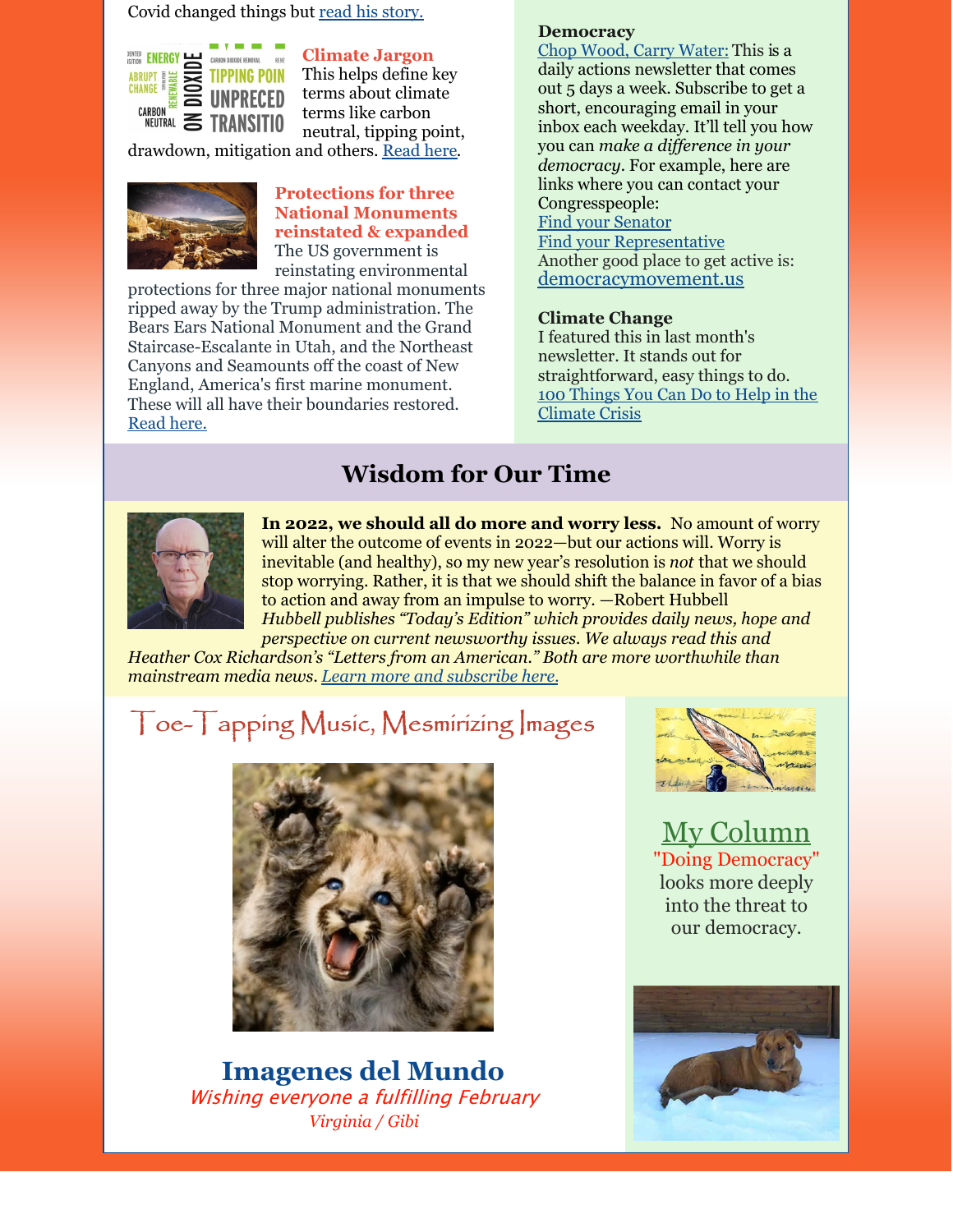Covid changed things but read his story.

### Climate Jargon

This helps define key terms about climate terms like carbon neutral, tipping point, drawdown, mitigation and others. Read here.

### Protections for three National Monuments reinstated & expanded

The US government is reinstating environmental protections for three major national monuments ripped away by the Trump administration. The Bears Ears National Monument and the Grand Staircase-Escalante in Utah, and the Northeast Canyons and Seamounts off the coast of New England, America's first marine monument. These will all have their boundaries restored. Read here.

**Democracy**

Chop Wood, Carry Water: This is a daily actions newsletter that comes out 5 days a week. Subscribe to get a short, encouraging email in your inbox each weekday. It'll tell you how you can *make a difference in your democracy*. For example, here are links where you can contact your Congresspeople:

Find your Senator
Find your Representative

Another good place to get active is:
democracymovement.us

**Climate Change**

I featured this in last month's newsletter. It stands out for straightforward, easy things to do.
100 Things You Can Do to Help in the Climate Crisis

## Wisdom for Our Time

**In 2022, we should all do more and worry less.** No amount of worry will alter the outcome of events in 2022—but our actions will. Worry is inevitable (and healthy), so my new year's resolution is *not* that we should stop worrying. Rather, it is that we should shift the balance in favor of a bias to action and away from an impulse to worry. —Robert Hubbell

*Hubbell publishes "Today's Edition" which provides daily news, hope and perspective on current newsworthy issues. We always read this and Heather Cox Richardson's "Letters from an American." Both are more worthwhile than mainstream media news. Learn more and subscribe here.*

## Toe-Tapping Music, Mesmirizing Images

### Imagenes del Mundo

*Wishing everyone a fulfilling February*

*Virginia / Gibi*

## My Column

"Doing Democracy" looks more deeply into the threat to our democracy.